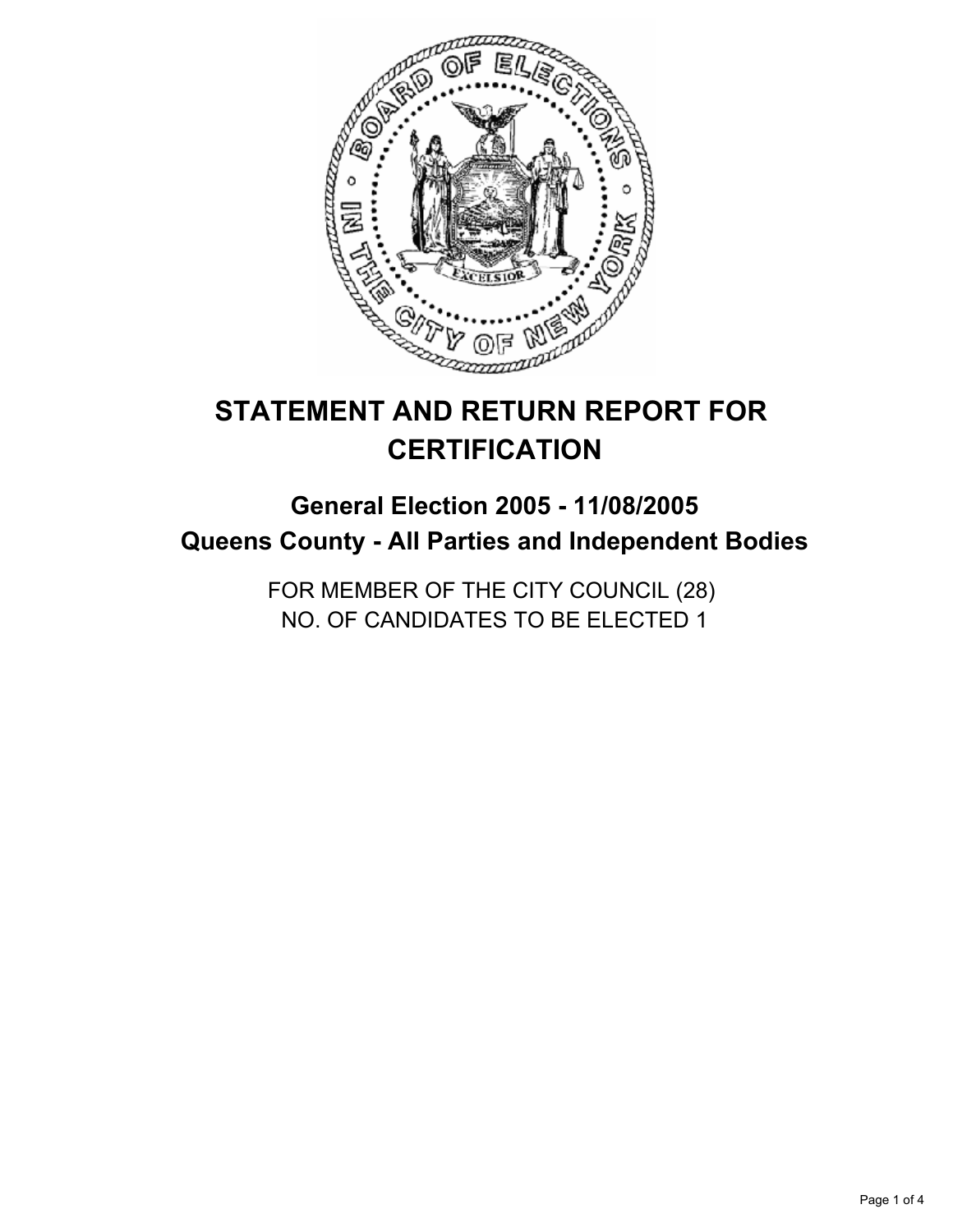# STATEMENT AND RETURN REPORT FOR CERTIFICATION

## General Election 2005 - 11/08/2005
## Queens County - All Parties and Independent Bodies

FOR MEMBER OF THE CITY COUNCIL (28)
NO. OF CANDIDATES TO BE ELECTED 1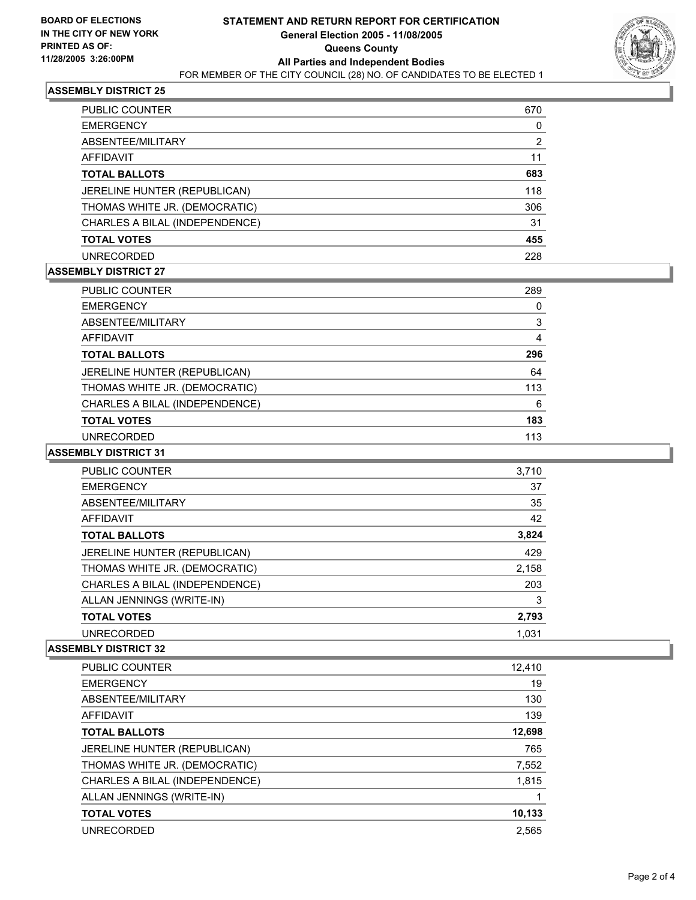**BOARD OF ELECTIONS IN THE CITY OF NEW YORK PRINTED AS OF: 11/28/2005 3:26:00PM**

# STATEMENT AND RETURN REPORT FOR CERTIFICATION
## General Election 2005 - 11/08/2005
## Queens County
## All Parties and Independent Bodies
FOR MEMBER OF THE CITY COUNCIL (28) NO. OF CANDIDATES TO BE ELECTED 1

### ASSEMBLY DISTRICT 25

| | |
|---|---|
| PUBLIC COUNTER | 670 |
| EMERGENCY | 0 |
| ABSENTEE/MILITARY | 2 |
| AFFIDAVIT | 11 |
| **TOTAL BALLOTS** | **683** |
| JERELINE HUNTER (REPUBLICAN) | 118 |
| THOMAS WHITE JR. (DEMOCRATIC) | 306 |
| CHARLES A BILAL (INDEPENDENCE) | 31 |
| **TOTAL VOTES** | **455** |
| UNRECORDED | 228 |

### ASSEMBLY DISTRICT 27

| | |
|---|---|
| PUBLIC COUNTER | 289 |
| EMERGENCY | 0 |
| ABSENTEE/MILITARY | 3 |
| AFFIDAVIT | 4 |
| **TOTAL BALLOTS** | **296** |
| JERELINE HUNTER (REPUBLICAN) | 64 |
| THOMAS WHITE JR. (DEMOCRATIC) | 113 |
| CHARLES A BILAL (INDEPENDENCE) | 6 |
| **TOTAL VOTES** | **183** |
| UNRECORDED | 113 |

### ASSEMBLY DISTRICT 31

| | |
|---|---|
| PUBLIC COUNTER | 3,710 |
| EMERGENCY | 37 |
| ABSENTEE/MILITARY | 35 |
| AFFIDAVIT | 42 |
| **TOTAL BALLOTS** | **3,824** |
| JERELINE HUNTER (REPUBLICAN) | 429 |
| THOMAS WHITE JR. (DEMOCRATIC) | 2,158 |
| CHARLES A BILAL (INDEPENDENCE) | 203 |
| ALLAN JENNINGS (WRITE-IN) | 3 |
| **TOTAL VOTES** | **2,793** |
| UNRECORDED | 1,031 |

### ASSEMBLY DISTRICT 32

| | |
|---|---|
| PUBLIC COUNTER | 12,410 |
| EMERGENCY | 19 |
| ABSENTEE/MILITARY | 130 |
| AFFIDAVIT | 139 |
| **TOTAL BALLOTS** | **12,698** |
| JERELINE HUNTER (REPUBLICAN) | 765 |
| THOMAS WHITE JR. (DEMOCRATIC) | 7,552 |
| CHARLES A BILAL (INDEPENDENCE) | 1,815 |
| ALLAN JENNINGS (WRITE-IN) | 1 |
| **TOTAL VOTES** | **10,133** |
| UNRECORDED | 2,565 |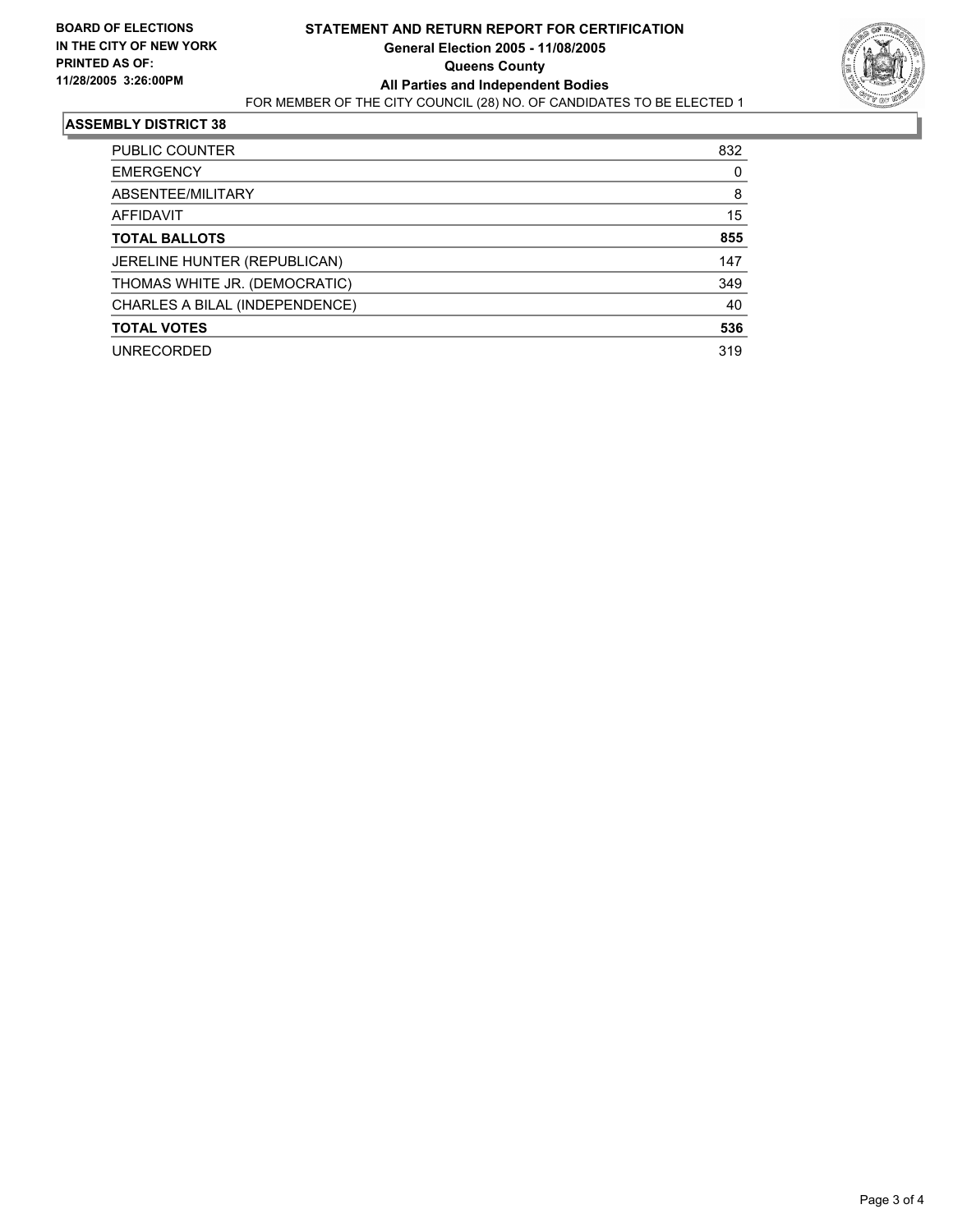**BOARD OF ELECTIONS IN THE CITY OF NEW YORK PRINTED AS OF: 11/28/2005 3:26:00PM**

# STATEMENT AND RETURN REPORT FOR CERTIFICATION

**General Election 2005 - 11/08/2005**

**Queens County**

**All Parties and Independent Bodies**

FOR MEMBER OF THE CITY COUNCIL (28) NO. OF CANDIDATES TO BE ELECTED 1

## ASSEMBLY DISTRICT 38

| | |
|---|---|
| PUBLIC COUNTER | 832 |
| EMERGENCY | 0 |
| ABSENTEE/MILITARY | 8 |
| AFFIDAVIT | 15 |
| **TOTAL BALLOTS** | **855** |
| JERELINE HUNTER (REPUBLICAN) | 147 |
| THOMAS WHITE JR. (DEMOCRATIC) | 349 |
| CHARLES A BILAL (INDEPENDENCE) | 40 |
| **TOTAL VOTES** | **536** |
| UNRECORDED | 319 |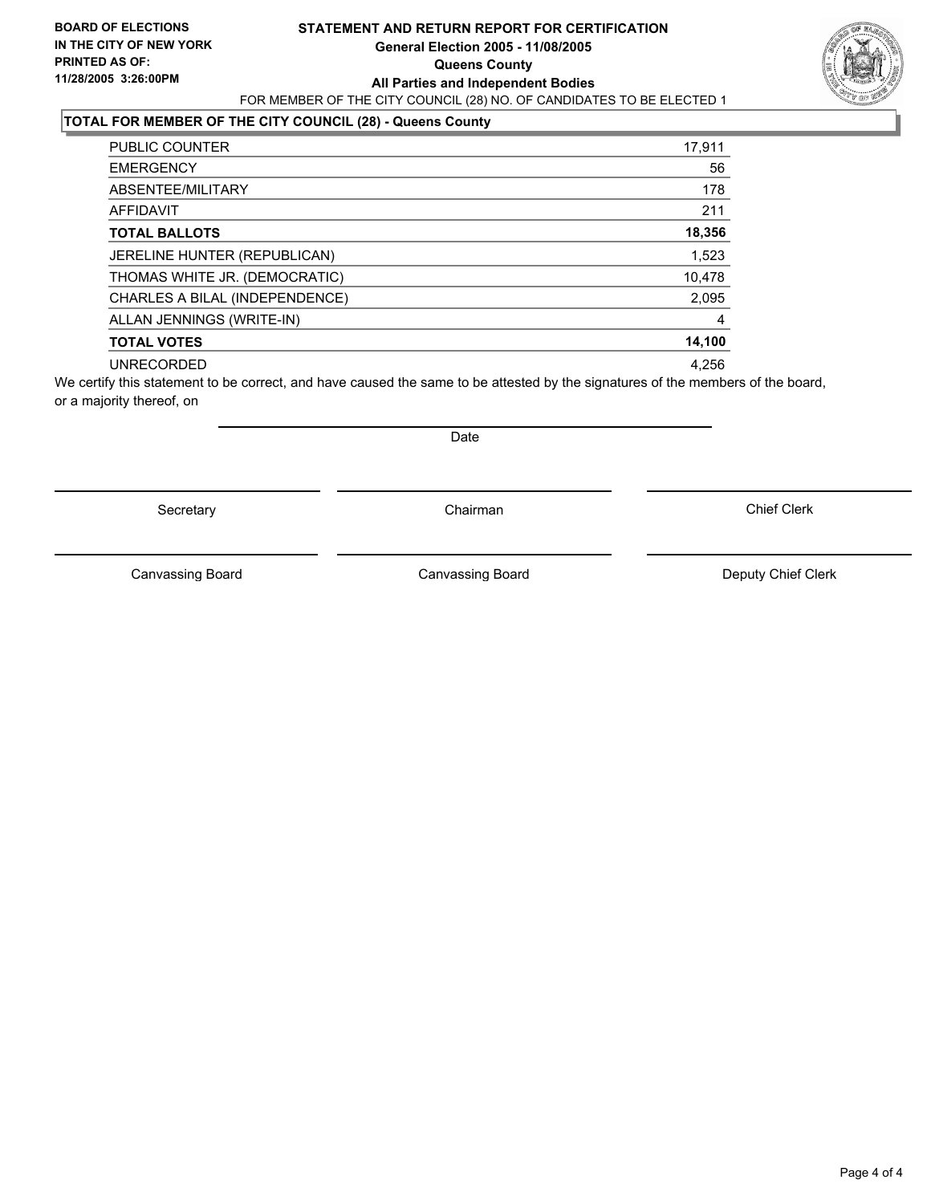BOARD OF ELECTIONS
IN THE CITY OF NEW YORK
PRINTED AS OF:
11/28/2005 3:26:00PM

**STATEMENT AND RETURN REPORT FOR CERTIFICATION**
**General Election 2005 - 11/08/2005**
**Queens County**
**All Parties and Independent Bodies**
FOR MEMBER OF THE CITY COUNCIL (28) NO. OF CANDIDATES TO BE ELECTED 1

**TOTAL FOR MEMBER OF THE CITY COUNCIL (28) - Queens County**

| | |
|---|---|
| PUBLIC COUNTER | 17,911 |
| EMERGENCY | 56 |
| ABSENTEE/MILITARY | 178 |
| AFFIDAVIT | 211 |
| **TOTAL BALLOTS** | **18,356** |
| JERELINE HUNTER (REPUBLICAN) | 1,523 |
| THOMAS WHITE JR. (DEMOCRATIC) | 10,478 |
| CHARLES A BILAL (INDEPENDENCE) | 2,095 |
| ALLAN JENNINGS (WRITE-IN) | 4 |
| **TOTAL VOTES** | **14,100** |
| UNRECORDED | 4,256 |

We certify this statement to be correct, and have caused the same to be attested by the signatures of the members of the board, or a majority thereof, on

Date

Secretary | Chairman | Chief Clerk

Canvassing Board | Canvassing Board | Deputy Chief Clerk